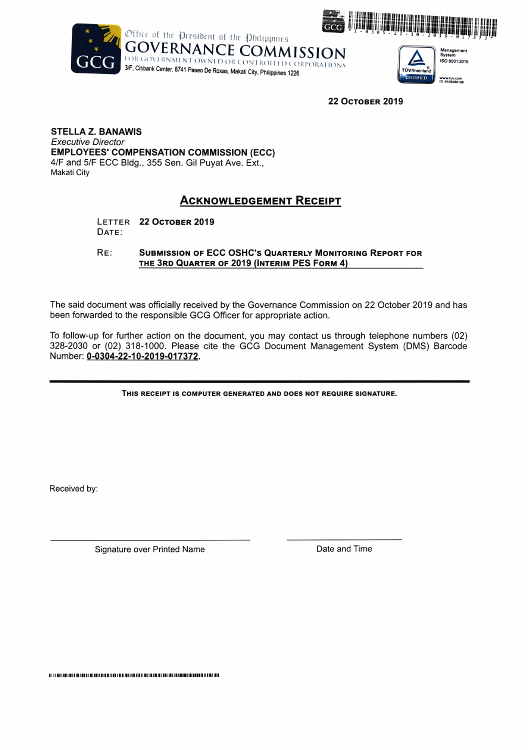Office of the President of the Philippines

**GOVERNANCE COMMISSION**

FOR GOVERNMENT OWNED OR CONTROLLED CORPORATIONS

3/F, Citibank Center, 8741 Paseo De Roxas, Makati City, Philippines 1226

1-0305-22-10-2019-017373

Management System ISO 9001:2015

TÜVRheinland CERTIFIED

www.tuv.com ID 9105080109

**22 October 2019**

**STELLA Z. BANAWIS**
*Executive Director*
**EMPLOYEES' COMPENSATION COMMISSION (ECC)**
4/F and 5/F ECC Bldg., 355 Sen. Gil Puyat Ave. Ext.,
Makati City

## Acknowledgement Receipt

LETTER DATE: **22 October 2019**

RE: **Submission of ECC OSHC's Quarterly Monitoring Report for the 3rd Quarter of 2019 (Interim PES Form 4)**

The said document was officially received by the Governance Commission on 22 October 2019 and has been forwarded to the responsible GCG Officer for appropriate action.

To follow-up for further action on the document, you may contact us through telephone numbers (02) 328-2030 or (02) 318-1000. Please cite the GCG Document Management System (DMS) Barcode Number: **0-0304-22-10-2019-017372**.

---

**This receipt is computer generated and does not require signature.**

Received by:

| ______________________________ | ______________________ |
|---|---|
| Signature over Printed Name | Date and Time |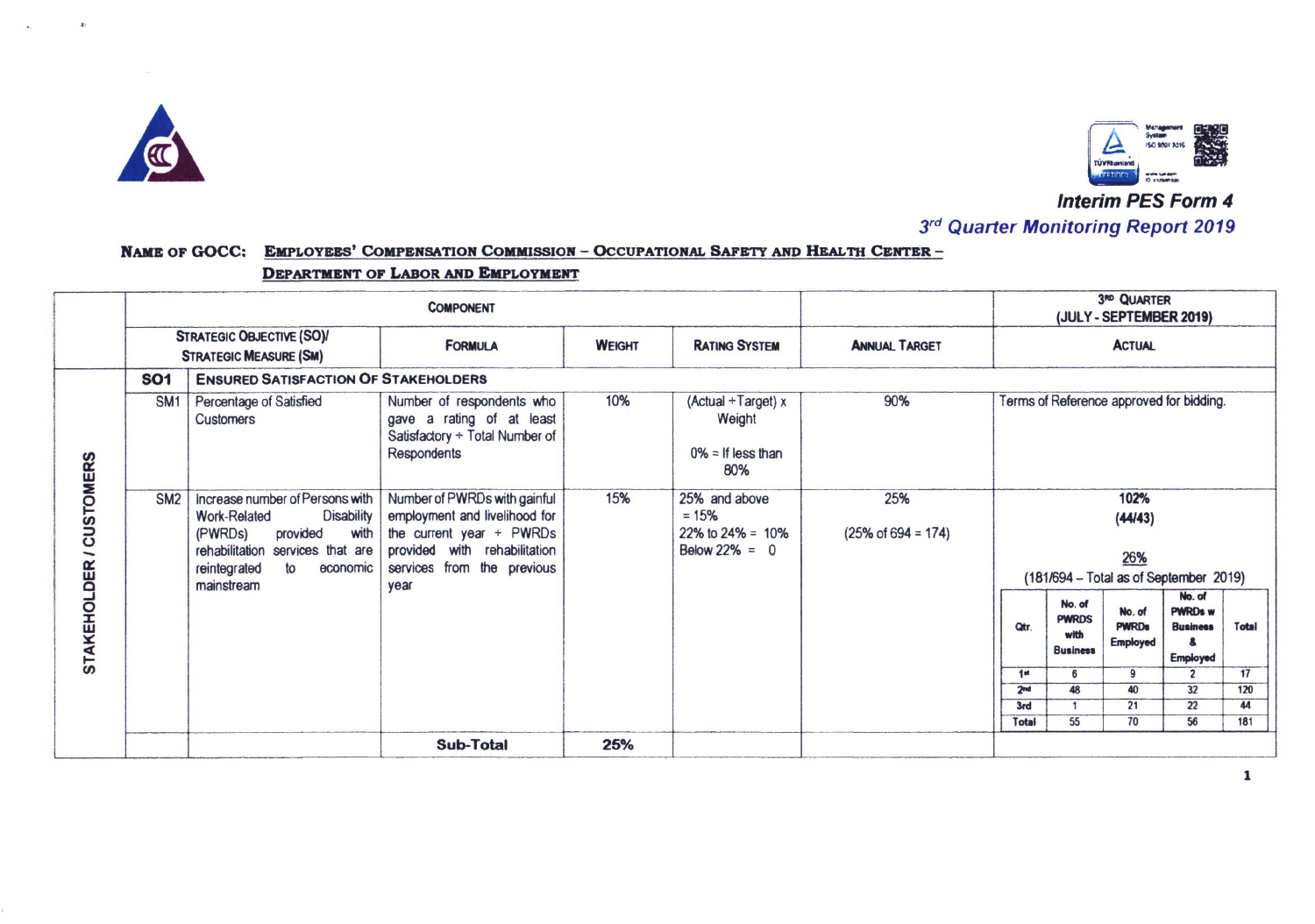**Interim PES Form 4**

***3rd Quarter Monitoring Report 2019***

**NAME OF GOCC:** **EMPLOYEES' COMPENSATION COMMISSION – OCCUPATIONAL SAFETY AND HEALTH CENTER – DEPARTMENT OF LABOR AND EMPLOYMENT**

| | COMPONENT | | | | | | 3RD QUARTER (JULY - SEPTEMBER 2019) |
|---|---|---|---|---|---|---|---|
| | STRATEGIC OBJECTIVE (SO)/ STRATEGIC MEASURE (SM) | | FORMULA | WEIGHT | RATING SYSTEM | ANNUAL TARGET | ACTUAL |
| STAKEHOLDER / CUSTOMERS | **SO1** | **ENSURED SATISFACTION OF STAKEHOLDERS** | | | | | |
| | SM1 | Percentage of Satisfied Customers | Number of respondents who gave a rating of at least Satisfactory ÷ Total Number of Respondents | 10% | (Actual ÷ Target) x Weight<br><br>0% = If less than 80% | 90% | Terms of Reference approved for bidding. |
| | SM2 | Increase number of Persons with Work-Related Disability (PWRDs) provided with rehabilitation services that are reintegrated to economic mainstream | Number of PWRDs with gainful employment and livelihood for the current year ÷ PWRDs provided with rehabilitation services from the previous year | 15% | 25% and above = 15%<br>22% to 24% = 10%<br>Below 22% = 0 | 25%<br><br>(25% of 694 = 174) | **102%**<br>**(44/43)**<br><br>**26%**<br>(181/694 – Total as of September 2019)<br><br>Qtr. / No. of PWRDS with Business / No. of PWRDs Employed / No. of PWRDs w Business & Employed / Total<br>1st / 6 / 9 / 2 / 17<br>2nd / 48 / 40 / 32 / 120<br>3rd / 1 / 21 / 22 / 44<br>Total / 55 / 70 / 56 / 181 |
| | | | **Sub-Total** | **25%** | | | |